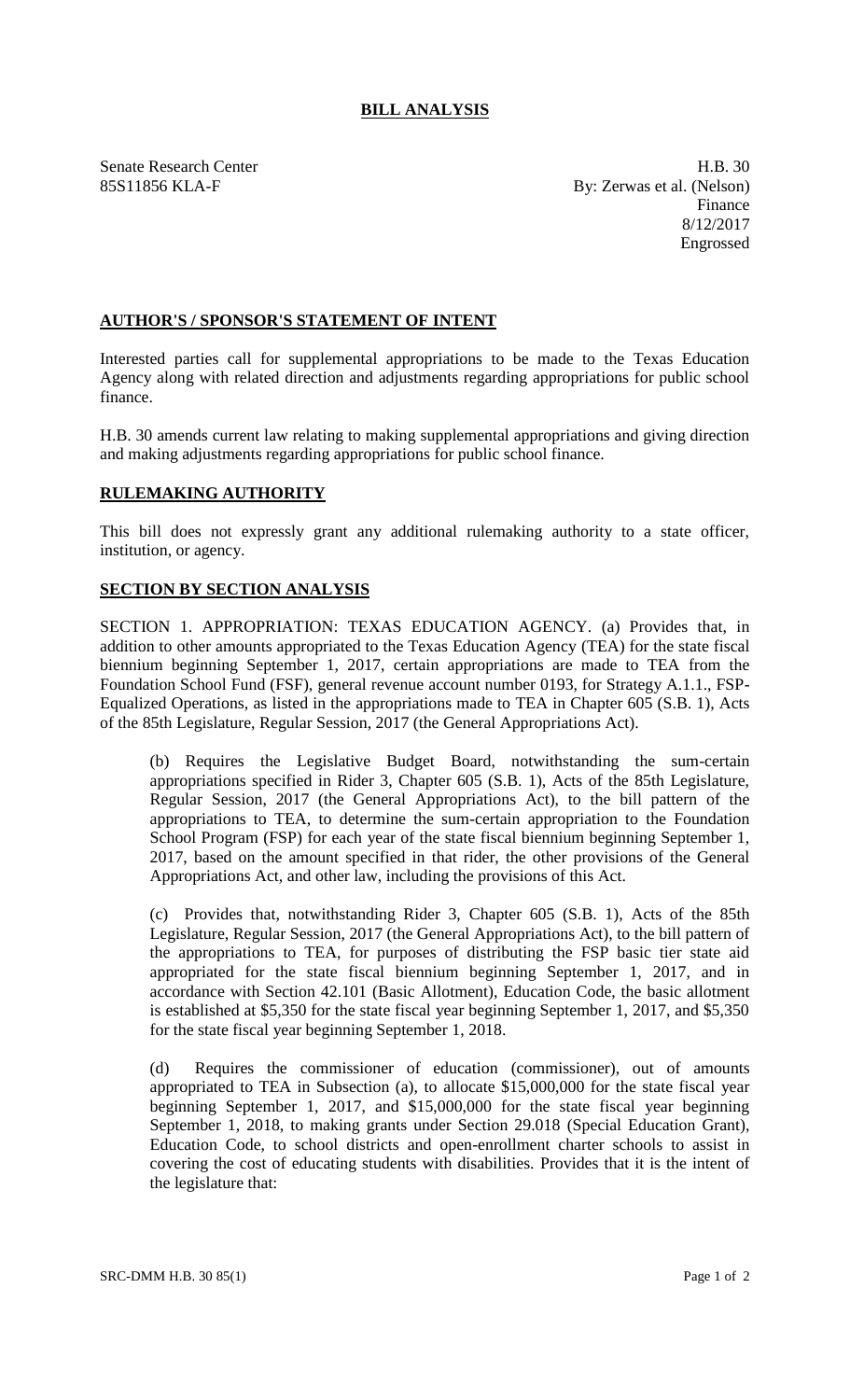# BILL ANALYSIS

Senate Research Center
85S11856 KLA-F

H.B. 30
By: Zerwas et al. (Nelson)
Finance
8/12/2017
Engrossed

## AUTHOR'S / SPONSOR'S STATEMENT OF INTENT

Interested parties call for supplemental appropriations to be made to the Texas Education Agency along with related direction and adjustments regarding appropriations for public school finance.

H.B. 30 amends current law relating to making supplemental appropriations and giving direction and making adjustments regarding appropriations for public school finance.

## RULEMAKING AUTHORITY

This bill does not expressly grant any additional rulemaking authority to a state officer, institution, or agency.

## SECTION BY SECTION ANALYSIS

SECTION 1. APPROPRIATION: TEXAS EDUCATION AGENCY. (a) Provides that, in addition to other amounts appropriated to the Texas Education Agency (TEA) for the state fiscal biennium beginning September 1, 2017, certain appropriations are made to TEA from the Foundation School Fund (FSF), general revenue account number 0193, for Strategy A.1.1., FSP-Equalized Operations, as listed in the appropriations made to TEA in Chapter 605 (S.B. 1), Acts of the 85th Legislature, Regular Session, 2017 (the General Appropriations Act).

(b) Requires the Legislative Budget Board, notwithstanding the sum-certain appropriations specified in Rider 3, Chapter 605 (S.B. 1), Acts of the 85th Legislature, Regular Session, 2017 (the General Appropriations Act), to the bill pattern of the appropriations to TEA, to determine the sum-certain appropriation to the Foundation School Program (FSP) for each year of the state fiscal biennium beginning September 1, 2017, based on the amount specified in that rider, the other provisions of the General Appropriations Act, and other law, including the provisions of this Act.

(c) Provides that, notwithstanding Rider 3, Chapter 605 (S.B. 1), Acts of the 85th Legislature, Regular Session, 2017 (the General Appropriations Act), to the bill pattern of the appropriations to TEA, for purposes of distributing the FSP basic tier state aid appropriated for the state fiscal biennium beginning September 1, 2017, and in accordance with Section 42.101 (Basic Allotment), Education Code, the basic allotment is established at $5,350 for the state fiscal year beginning September 1, 2017, and $5,350 for the state fiscal year beginning September 1, 2018.

(d) Requires the commissioner of education (commissioner), out of amounts appropriated to TEA in Subsection (a), to allocate $15,000,000 for the state fiscal year beginning September 1, 2017, and $15,000,000 for the state fiscal year beginning September 1, 2018, to making grants under Section 29.018 (Special Education Grant), Education Code, to school districts and open-enrollment charter schools to assist in covering the cost of educating students with disabilities. Provides that it is the intent of the legislature that: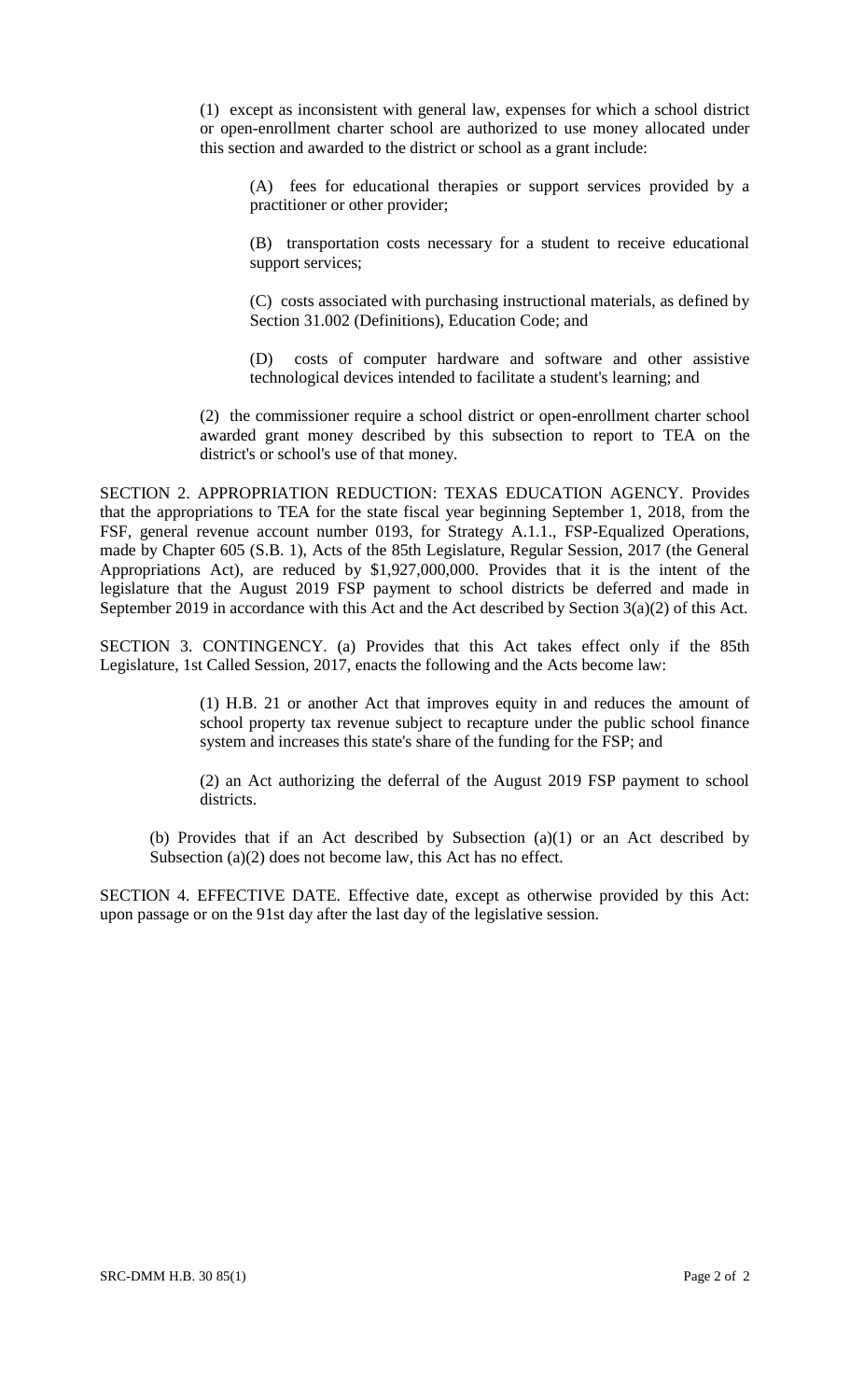(1) except as inconsistent with general law, expenses for which a school district or open-enrollment charter school are authorized to use money allocated under this section and awarded to the district or school as a grant include:

(A) fees for educational therapies or support services provided by a practitioner or other provider;

(B) transportation costs necessary for a student to receive educational support services;

(C) costs associated with purchasing instructional materials, as defined by Section 31.002 (Definitions), Education Code; and

(D) costs of computer hardware and software and other assistive technological devices intended to facilitate a student's learning; and

(2) the commissioner require a school district or open-enrollment charter school awarded grant money described by this subsection to report to TEA on the district's or school's use of that money.

SECTION 2. APPROPRIATION REDUCTION: TEXAS EDUCATION AGENCY. Provides that the appropriations to TEA for the state fiscal year beginning September 1, 2018, from the FSF, general revenue account number 0193, for Strategy A.1.1., FSP-Equalized Operations, made by Chapter 605 (S.B. 1), Acts of the 85th Legislature, Regular Session, 2017 (the General Appropriations Act), are reduced by $1,927,000,000. Provides that it is the intent of the legislature that the August 2019 FSP payment to school districts be deferred and made in September 2019 in accordance with this Act and the Act described by Section 3(a)(2) of this Act.

SECTION 3. CONTINGENCY. (a) Provides that this Act takes effect only if the 85th Legislature, 1st Called Session, 2017, enacts the following and the Acts become law:

(1) H.B. 21 or another Act that improves equity in and reduces the amount of school property tax revenue subject to recapture under the public school finance system and increases this state's share of the funding for the FSP; and

(2) an Act authorizing the deferral of the August 2019 FSP payment to school districts.

(b) Provides that if an Act described by Subsection (a)(1) or an Act described by Subsection (a)(2) does not become law, this Act has no effect.

SECTION 4. EFFECTIVE DATE. Effective date, except as otherwise provided by this Act: upon passage or on the 91st day after the last day of the legislative session.